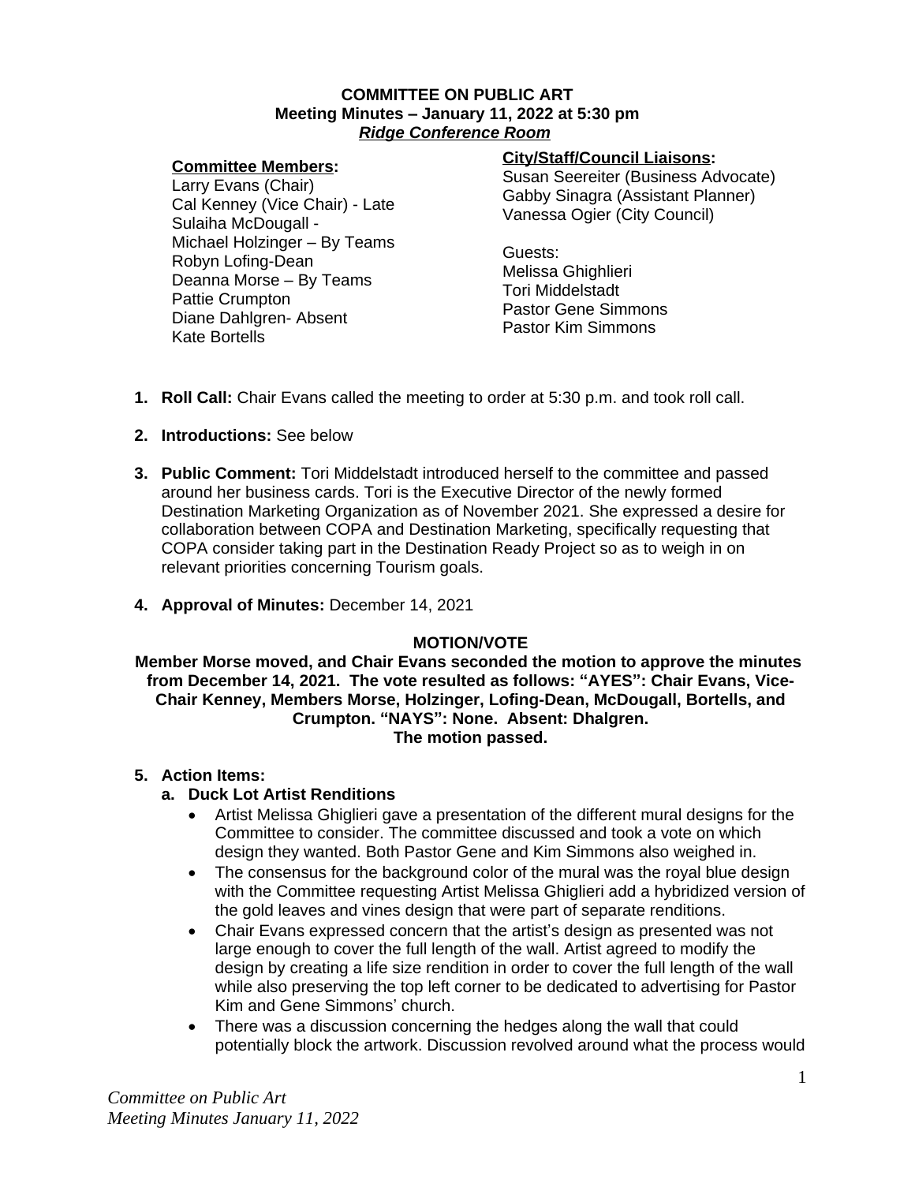**COMMITTEE ON PUBLIC ART**
**Meeting Minutes – January 11, 2022 at 5:30 pm**
***Ridge Conference Room***

**Committee Members:**
Larry Evans (Chair)
Cal Kenney (Vice Chair) - Late
Sulaiha McDougall -
Michael Holzinger – By Teams
Robyn Lofing-Dean
Deanna Morse – By Teams
Pattie Crumpton
Diane Dahlgren- Absent
Kate Bortells

**City/Staff/Council Liaisons:**
Susan Seereiter (Business Advocate)
Gabby Sinagra (Assistant Planner)
Vanessa Ogier (City Council)

Guests:
Melissa Ghighlieri
Tori Middelstadt
Pastor Gene Simmons
Pastor Kim Simmons

1. **Roll Call:** Chair Evans called the meeting to order at 5:30 p.m. and took roll call.

2. **Introductions:** See below

3. **Public Comment:** Tori Middelstadt introduced herself to the committee and passed around her business cards. Tori is the Executive Director of the newly formed Destination Marketing Organization as of November 2021. She expressed a desire for collaboration between COPA and Destination Marketing, specifically requesting that COPA consider taking part in the Destination Ready Project so as to weigh in on relevant priorities concerning Tourism goals.

4. **Approval of Minutes:** December 14, 2021

**MOTION/VOTE**

**Member Morse moved, and Chair Evans seconded the motion to approve the minutes from December 14, 2021. The vote resulted as follows: "AYES": Chair Evans, Vice-Chair Kenney, Members Morse, Holzinger, Lofing-Dean, McDougall, Bortells, and Crumpton. "NAYS": None. Absent: Dhalgren.**
**The motion passed.**

5. **Action Items:**
   a. **Duck Lot Artist Renditions**
      - Artist Melissa Ghiglieri gave a presentation of the different mural designs for the Committee to consider. The committee discussed and took a vote on which design they wanted. Both Pastor Gene and Kim Simmons also weighed in.
      - The consensus for the background color of the mural was the royal blue design with the Committee requesting Artist Melissa Ghiglieri add a hybridized version of the gold leaves and vines design that were part of separate renditions.
      - Chair Evans expressed concern that the artist's design as presented was not large enough to cover the full length of the wall. Artist agreed to modify the design by creating a life size rendition in order to cover the full length of the wall while also preserving the top left corner to be dedicated to advertising for Pastor Kim and Gene Simmons' church.
      - There was a discussion concerning the hedges along the wall that could potentially block the artwork. Discussion revolved around what the process would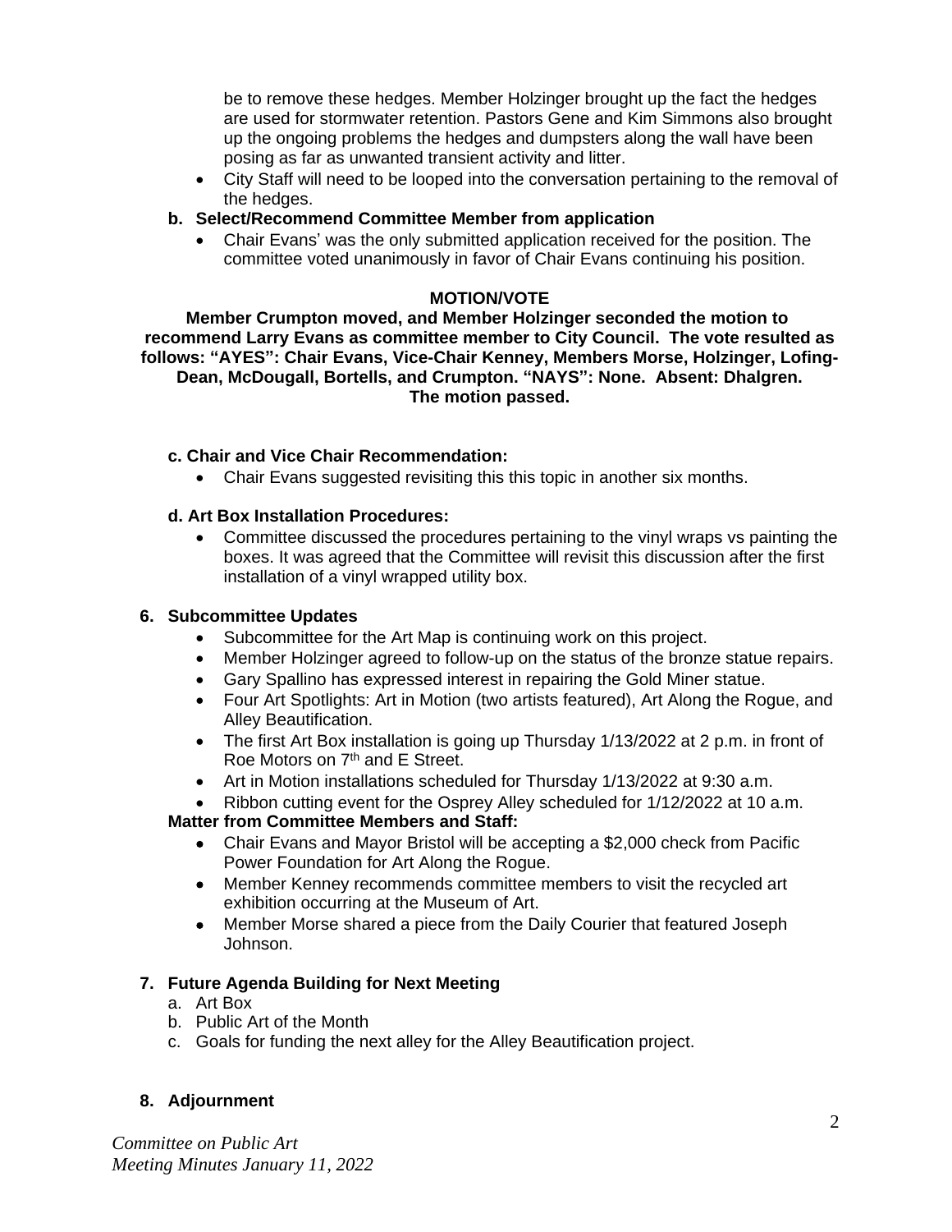be to remove these hedges. Member Holzinger brought up the fact the hedges are used for stormwater retention. Pastors Gene and Kim Simmons also brought up the ongoing problems the hedges and dumpsters along the wall have been posing as far as unwanted transient activity and litter.

- City Staff will need to be looped into the conversation pertaining to the removal of the hedges.

**b. Select/Recommend Committee Member from application**

- Chair Evans' was the only submitted application received for the position. The committee voted unanimously in favor of Chair Evans continuing his position.

**MOTION/VOTE**

**Member Crumpton moved, and Member Holzinger seconded the motion to recommend Larry Evans as committee member to City Council. The vote resulted as follows: "AYES": Chair Evans, Vice-Chair Kenney, Members Morse, Holzinger, Lofing-Dean, McDougall, Bortells, and Crumpton. "NAYS": None. Absent: Dhalgren. The motion passed.**

**c. Chair and Vice Chair Recommendation:**

- Chair Evans suggested revisiting this this topic in another six months.

**d. Art Box Installation Procedures:**

- Committee discussed the procedures pertaining to the vinyl wraps vs painting the boxes. It was agreed that the Committee will revisit this discussion after the first installation of a vinyl wrapped utility box.

**6. Subcommittee Updates**

- Subcommittee for the Art Map is continuing work on this project.
- Member Holzinger agreed to follow-up on the status of the bronze statue repairs.
- Gary Spallino has expressed interest in repairing the Gold Miner statue.
- Four Art Spotlights: Art in Motion (two artists featured), Art Along the Rogue, and Alley Beautification.
- The first Art Box installation is going up Thursday 1/13/2022 at 2 p.m. in front of Roe Motors on 7th and E Street.
- Art in Motion installations scheduled for Thursday 1/13/2022 at 9:30 a.m.
- Ribbon cutting event for the Osprey Alley scheduled for 1/12/2022 at 10 a.m.

**Matter from Committee Members and Staff:**

- Chair Evans and Mayor Bristol will be accepting a $2,000 check from Pacific Power Foundation for Art Along the Rogue.
- Member Kenney recommends committee members to visit the recycled art exhibition occurring at the Museum of Art.
- Member Morse shared a piece from the Daily Courier that featured Joseph Johnson.

**7. Future Agenda Building for Next Meeting**

a. Art Box
b. Public Art of the Month
c. Goals for funding the next alley for the Alley Beautification project.

**8. Adjournment**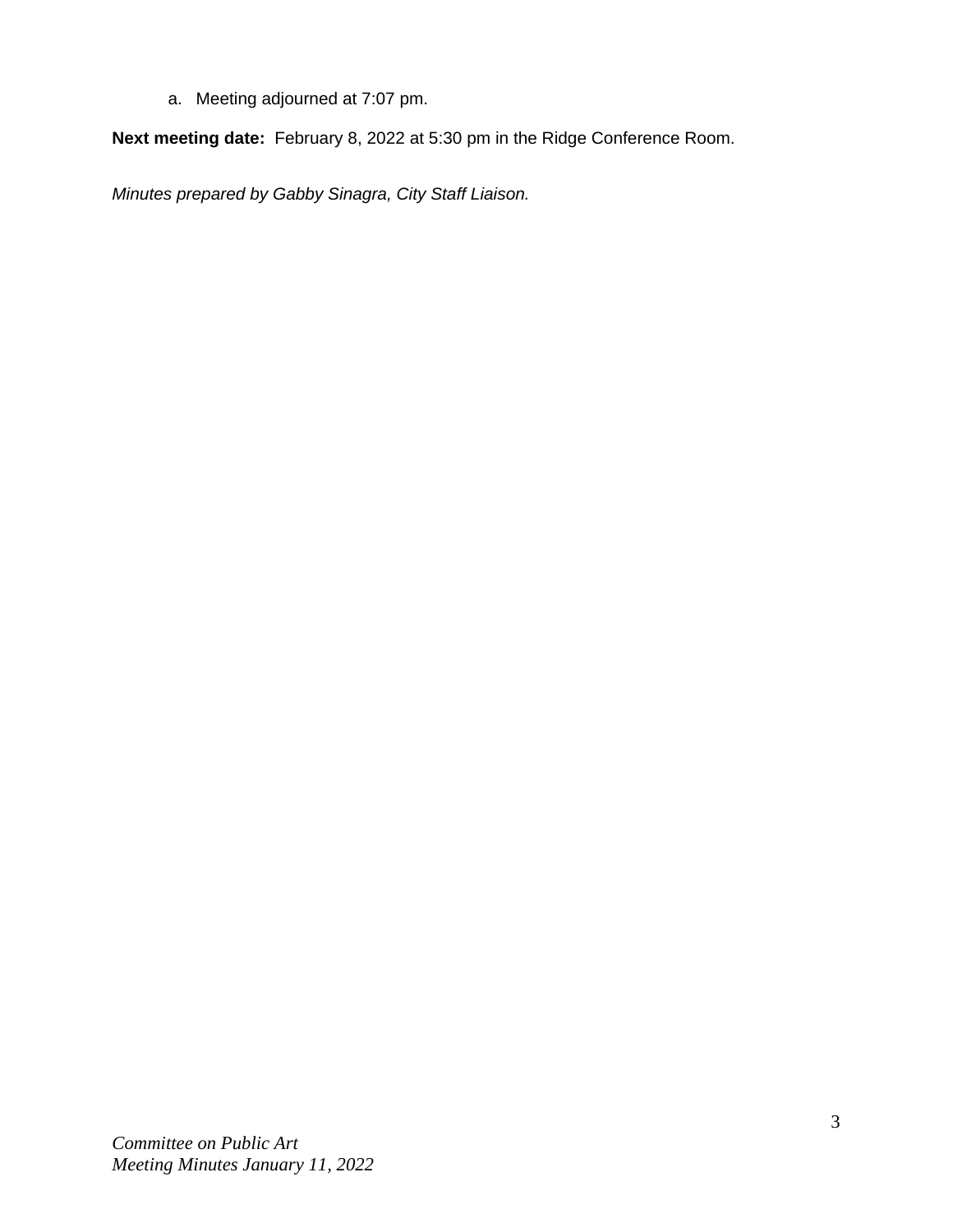a. Meeting adjourned at 7:07 pm.

**Next meeting date:** February 8, 2022 at 5:30 pm in the Ridge Conference Room.

*Minutes prepared by Gabby Sinagra, City Staff Liaison.*